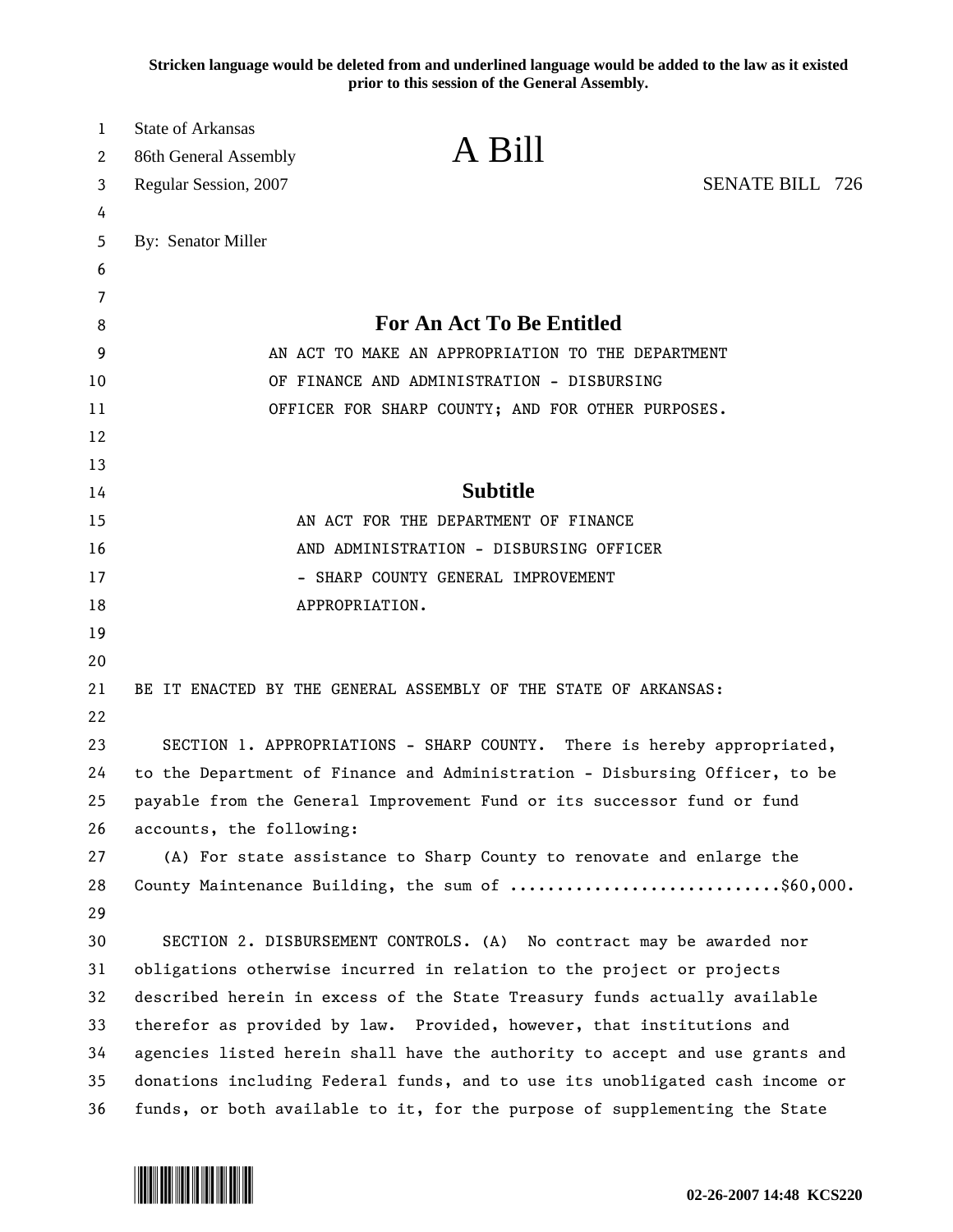**Stricken language would be deleted from and underlined language would be added to the law as it existed prior to this session of the General Assembly.**

State of Arkansas
86th General Assembly
Regular Session, 2007

# A Bill

SENATE BILL 726

By: Senator Miller

## For An Act To Be Entitled

AN ACT TO MAKE AN APPROPRIATION TO THE DEPARTMENT OF FINANCE AND ADMINISTRATION - DISBURSING OFFICER FOR SHARP COUNTY; AND FOR OTHER PURPOSES.

## Subtitle

AN ACT FOR THE DEPARTMENT OF FINANCE AND ADMINISTRATION - DISBURSING OFFICER - SHARP COUNTY GENERAL IMPROVEMENT APPROPRIATION.

BE IT ENACTED BY THE GENERAL ASSEMBLY OF THE STATE OF ARKANSAS:

SECTION 1. APPROPRIATIONS - SHARP COUNTY. There is hereby appropriated, to the Department of Finance and Administration - Disbursing Officer, to be payable from the General Improvement Fund or its successor fund or fund accounts, the following:

(A) For state assistance to Sharp County to renovate and enlarge the County Maintenance Building, the sum of ............................$60,000.

SECTION 2. DISBURSEMENT CONTROLS. (A) No contract may be awarded nor obligations otherwise incurred in relation to the project or projects described herein in excess of the State Treasury funds actually available therefor as provided by law. Provided, however, that institutions and agencies listed herein shall have the authority to accept and use grants and donations including Federal funds, and to use its unobligated cash income or funds, or both available to it, for the purpose of supplementing the State

02-26-2007 14:48 KCS220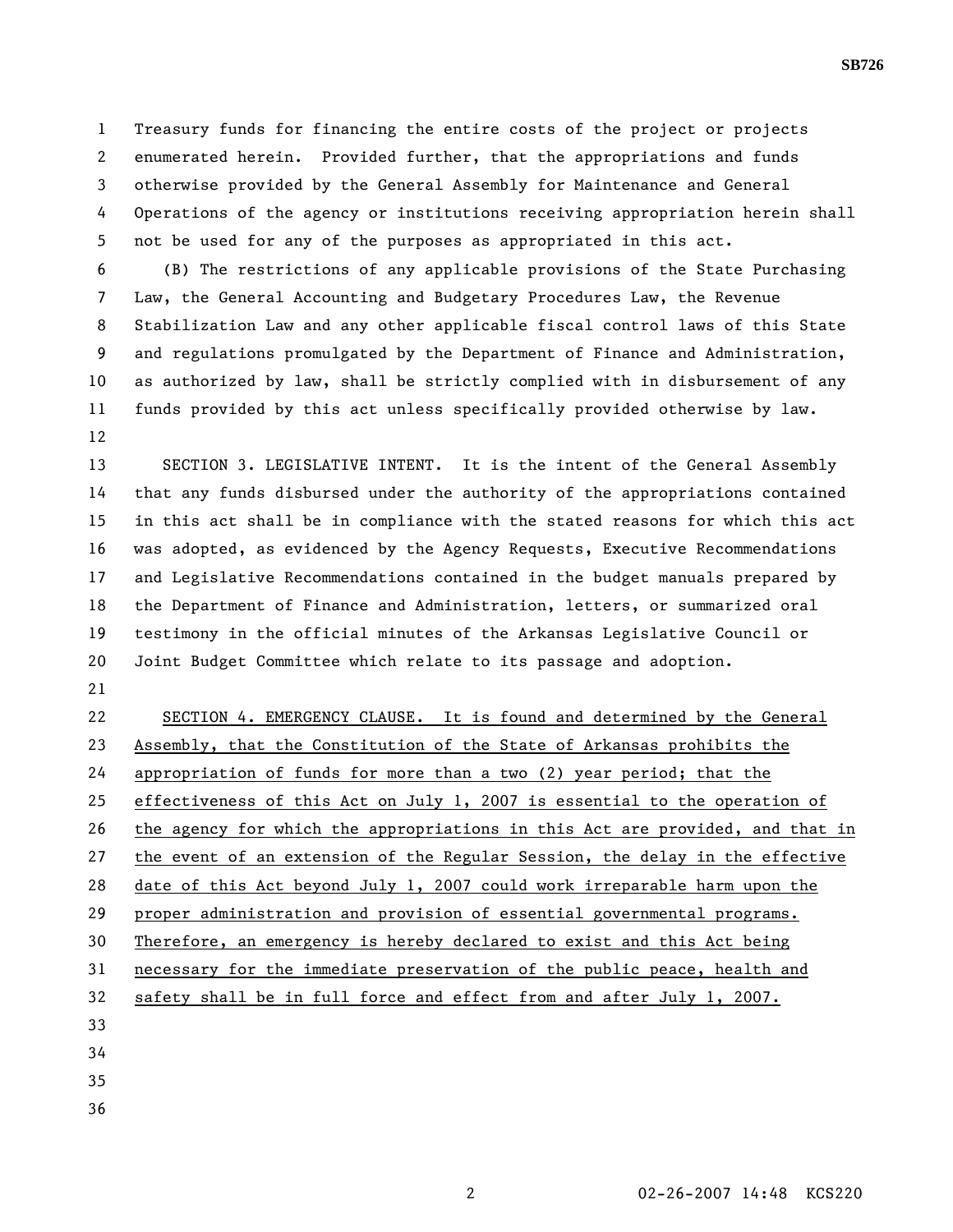Treasury funds for financing the entire costs of the project or projects enumerated herein. Provided further, that the appropriations and funds otherwise provided by the General Assembly for Maintenance and General Operations of the agency or institutions receiving appropriation herein shall not be used for any of the purposes as appropriated in this act.

(B) The restrictions of any applicable provisions of the State Purchasing Law, the General Accounting and Budgetary Procedures Law, the Revenue Stabilization Law and any other applicable fiscal control laws of this State and regulations promulgated by the Department of Finance and Administration, as authorized by law, shall be strictly complied with in disbursement of any funds provided by this act unless specifically provided otherwise by law.

SECTION 3. LEGISLATIVE INTENT. It is the intent of the General Assembly that any funds disbursed under the authority of the appropriations contained in this act shall be in compliance with the stated reasons for which this act was adopted, as evidenced by the Agency Requests, Executive Recommendations and Legislative Recommendations contained in the budget manuals prepared by the Department of Finance and Administration, letters, or summarized oral testimony in the official minutes of the Arkansas Legislative Council or Joint Budget Committee which relate to its passage and adoption.

SECTION 4. EMERGENCY CLAUSE. It is found and determined by the General Assembly, that the Constitution of the State of Arkansas prohibits the appropriation of funds for more than a two (2) year period; that the effectiveness of this Act on July 1, 2007 is essential to the operation of the agency for which the appropriations in this Act are provided, and that in the event of an extension of the Regular Session, the delay in the effective date of this Act beyond July 1, 2007 could work irreparable harm upon the proper administration and provision of essential governmental programs. Therefore, an emergency is hereby declared to exist and this Act being necessary for the immediate preservation of the public peace, health and safety shall be in full force and effect from and after July 1, 2007.